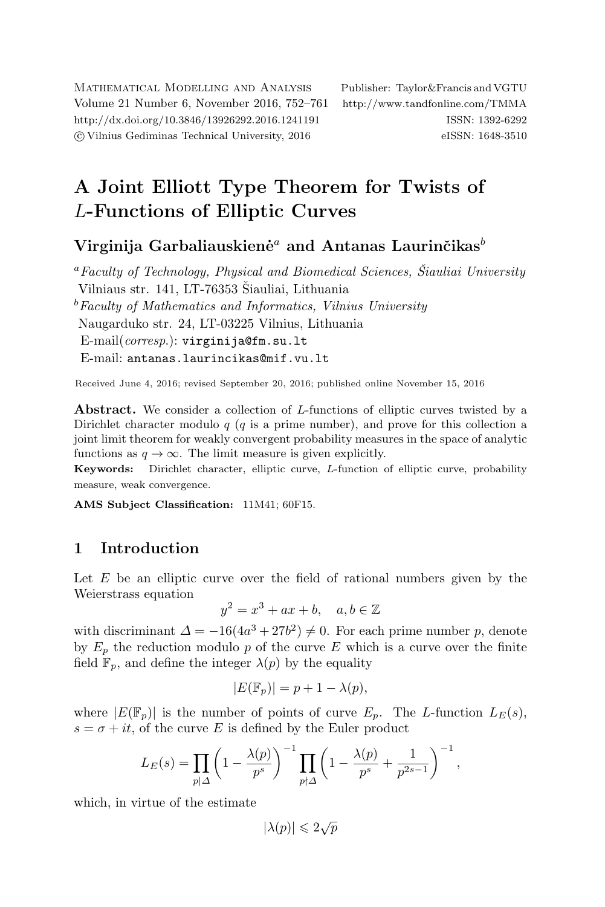# A Joint Elliott Type Theorem for Twists of $L$-Functions of Elliptic Curves

**Virginija Garbaliauskienė[a] and Antanas Laurinčikas[b]**

[a] *Faculty of Technology, Physical and Biomedical Sciences, Šiauliai University*
Vilniaus str. 141, LT-76353 Šiauliai, Lithuania

[b] *Faculty of Mathematics and Informatics, Vilnius University*
Naugarduko str. 24, LT-03225 Vilnius, Lithuania

E-mail(*corresp.*): virginija@fm.su.lt

E-mail: antanas.laurincikas@mif.vu.lt

Received June 4, 2016; revised September 20, 2016; published online November 15, 2016

**Abstract.** We consider a collection of $L$-functions of elliptic curves twisted by a Dirichlet character modulo $q$ ($q$ is a prime number), and prove for this collection a joint limit theorem for weakly convergent probability measures in the space of analytic functions as $q \to \infty$. The limit measure is given explicitly.

**Keywords:** Dirichlet character, elliptic curve, $L$-function of elliptic curve, probability measure, weak convergence.

**AMS Subject Classification:** 11M41; 60F15.

## 1 Introduction

Let $E$ be an elliptic curve over the field of rational numbers given by the Weierstrass equation

$$y^2 = x^3 + ax + b, \quad a, b \in \mathbb{Z}$$

with discriminant $\Delta = -16(4a^3 + 27b^2) \neq 0$. For each prime number $p$, denote by $E_p$ the reduction modulo $p$ of the curve $E$ which is a curve over the finite field $\mathbb{F}_p$, and define the integer $\lambda(p)$ by the equality

$$|E(\mathbb{F}_p)| = p + 1 - \lambda(p),$$

where $|E(\mathbb{F}_p)|$ is the number of points of curve $E_p$. The $L$-function $L_E(s)$, $s = \sigma + it$, of the curve $E$ is defined by the Euler product

$$L_E(s) = \prod_{p \mid \Delta} \left(1 - \frac{\lambda(p)}{p^s}\right)^{-1} \prod_{p \nmid \Delta} \left(1 - \frac{\lambda(p)}{p^s} + \frac{1}{p^{2s-1}}\right)^{-1},$$

which, in virtue of the estimate

$$|\lambda(p)| \leqslant 2\sqrt{p}$$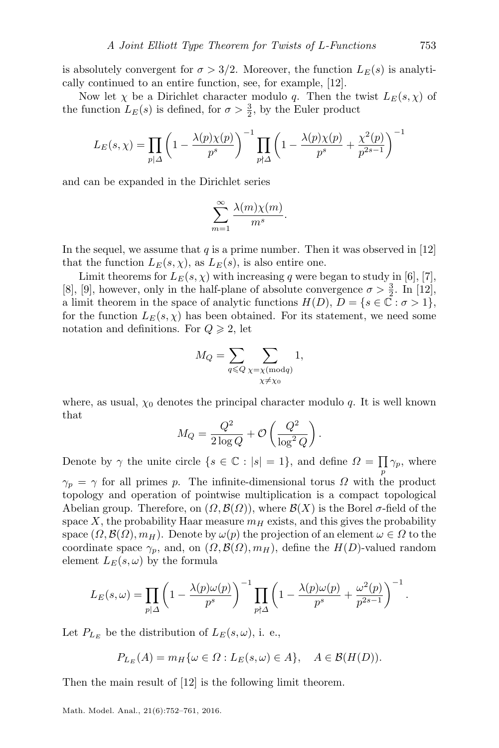is absolutely convergent for $\sigma > 3/2$. Moreover, the function $L_E(s)$ is analytically continued to an entire function, see, for example, [12].

Now let $\chi$ be a Dirichlet character modulo $q$. Then the twist $L_E(s,\chi)$ of the function $L_E(s)$ is defined, for $\sigma > \frac{3}{2}$, by the Euler product

$$L_E(s,\chi) = \prod_{p|\Delta} \left(1 - \frac{\lambda(p)\chi(p)}{p^s}\right)^{-1} \prod_{p\nmid\Delta} \left(1 - \frac{\lambda(p)\chi(p)}{p^s} + \frac{\chi^2(p)}{p^{2s-1}}\right)^{-1}$$

and can be expanded in the Dirichlet series

$$\sum_{m=1}^{\infty} \frac{\lambda(m)\chi(m)}{m^s}.$$

In the sequel, we assume that $q$ is a prime number. Then it was observed in [12] that the function $L_E(s,\chi)$, as $L_E(s)$, is also entire one.

Limit theorems for $L_E(s,\chi)$ with increasing $q$ were began to study in [6], [7], [8], [9], however, only in the half-plane of absolute convergence $\sigma > \frac{3}{2}$. In [12], a limit theorem in the space of analytic functions $H(D)$, $D = \{s \in \mathbb{C} : \sigma > 1\}$, for the function $L_E(s,\chi)$ has been obtained. For its statement, we need some notation and definitions. For $Q \geqslant 2$, let

$$M_Q = \sum_{q \leqslant Q} \sum_{\substack{\chi = \chi(\mathrm{mod}\, q) \\ \chi \neq \chi_0}} 1,$$

where, as usual, $\chi_0$ denotes the principal character modulo $q$. It is well known that

$$M_Q = \frac{Q^2}{2\log Q} + \mathcal{O}\left(\frac{Q^2}{\log^2 Q}\right).$$

Denote by $\gamma$ the unite circle $\{s \in \mathbb{C} : |s| = 1\}$, and define $\Omega = \prod_p \gamma_p$, where $\gamma_p = \gamma$ for all primes $p$. The infinite-dimensional torus $\Omega$ with the product topology and operation of pointwise multiplication is a compact topological Abelian group. Therefore, on $(\Omega, \mathcal{B}(\Omega))$, where $\mathcal{B}(X)$ is the Borel $\sigma$-field of the space $X$, the probability Haar measure $m_H$ exists, and this gives the probability space $(\Omega, \mathcal{B}(\Omega), m_H)$. Denote by $\omega(p)$ the projection of an element $\omega \in \Omega$ to the coordinate space $\gamma_p$, and, on $(\Omega, \mathcal{B}(\Omega), m_H)$, define the $H(D)$-valued random element $L_E(s,\omega)$ by the formula

$$L_E(s,\omega) = \prod_{p|\Delta} \left(1 - \frac{\lambda(p)\omega(p)}{p^s}\right)^{-1} \prod_{p\nmid\Delta} \left(1 - \frac{\lambda(p)\omega(p)}{p^s} + \frac{\omega^2(p)}{p^{2s-1}}\right)^{-1}.$$

Let $P_{L_E}$ be the distribution of $L_E(s,\omega)$, i. e.,

$$P_{L_E}(A) = m_H\{\omega \in \Omega : L_E(s,\omega) \in A\}, \quad A \in \mathcal{B}(H(D)).$$

Then the main result of [12] is the following limit theorem.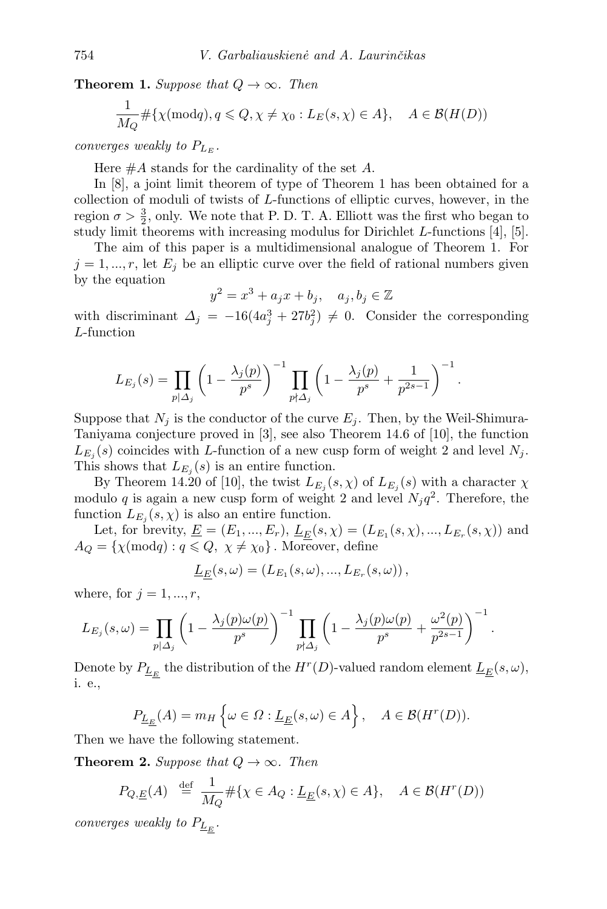**Theorem 1.** *Suppose that $Q \to \infty$. Then*

$$\frac{1}{M_Q} \#\{\chi (\mathrm{mod} q), q \leqslant Q, \chi \neq \chi_0 : L_E(s, \chi) \in A\}, \quad A \in \mathcal{B}(H(D))$$

*converges weakly to $P_{L_E}$.*

Here $\#A$ stands for the cardinality of the set $A$.

In [8], a joint limit theorem of type of Theorem 1 has been obtained for a collection of moduli of twists of $L$-functions of elliptic curves, however, in the region $\sigma > \frac{3}{2}$, only. We note that P. D. T. A. Elliott was the first who began to study limit theorems with increasing modulus for Dirichlet $L$-functions [4], [5].

The aim of this paper is a multidimensional analogue of Theorem 1. For $j = 1, ..., r$, let $E_j$ be an elliptic curve over the field of rational numbers given by the equation

$$y^2 = x^3 + a_j x + b_j, \quad a_j, b_j \in \mathbb{Z}$$

with discriminant $\Delta_j = -16(4a_j^3 + 27b_j^2) \neq 0$. Consider the corresponding $L$-function

$$L_{E_j}(s) = \prod_{p | \Delta_j} \left(1 - \frac{\lambda_j(p)}{p^s}\right)^{-1} \prod_{p \nmid \Delta_j} \left(1 - \frac{\lambda_j(p)}{p^s} + \frac{1}{p^{2s-1}}\right)^{-1}.$$

Suppose that $N_j$ is the conductor of the curve $E_j$. Then, by the Weil-Shimura-Taniyama conjecture proved in [3], see also Theorem 14.6 of [10], the function $L_{E_j}(s)$ coincides with $L$-function of a new cusp form of weight 2 and level $N_j$. This shows that $L_{E_j}(s)$ is an entire function.

By Theorem 14.20 of [10], the twist $L_{E_j}(s, \chi)$ of $L_{E_j}(s)$ with a character $\chi$ modulo $q$ is again a new cusp form of weight 2 and level $N_j q^2$. Therefore, the function $L_{E_j}(s, \chi)$ is also an entire function.

Let, for brevity, $\underline{E} = (E_1, ..., E_r)$, $\underline{L}_{\underline{E}}(s, \chi) = (L_{E_1}(s, \chi), ..., L_{E_r}(s, \chi))$ and $A_Q = \{\chi (\mathrm{mod} q) : q \leqslant Q, \ \chi \neq \chi_0\}$. Moreover, define

$$\underline{L}_{\underline{E}}(s, \omega) = (L_{E_1}(s, \omega), ..., L_{E_r}(s, \omega)),$$

where, for $j = 1, ..., r$,

$$L_{E_j}(s, \omega) = \prod_{p | \Delta_j} \left(1 - \frac{\lambda_j(p)\omega(p)}{p^s}\right)^{-1} \prod_{p \nmid \Delta_j} \left(1 - \frac{\lambda_j(p)\omega(p)}{p^s} + \frac{\omega^2(p)}{p^{2s-1}}\right)^{-1}.$$

Denote by $P_{\underline{L}_{\underline{E}}}$ the distribution of the $H^r(D)$-valued random element $\underline{L}_{\underline{E}}(s, \omega)$, i. e.,

$$P_{\underline{L}_{\underline{E}}}(A) = m_H \left\{\omega \in \Omega : \underline{L}_{\underline{E}}(s, \omega) \in A\right\}, \quad A \in \mathcal{B}(H^r(D)).$$

Then we have the following statement.

**Theorem 2.** *Suppose that $Q \to \infty$. Then*

$$P_{Q, \underline{E}}(A) \stackrel{\mathrm{def}}{=} \frac{1}{M_Q} \#\{\chi \in A_Q : \underline{L}_{\underline{E}}(s, \chi) \in A\}, \quad A \in \mathcal{B}(H^r(D))$$

*converges weakly to $P_{\underline{L}_{\underline{E}}}$.*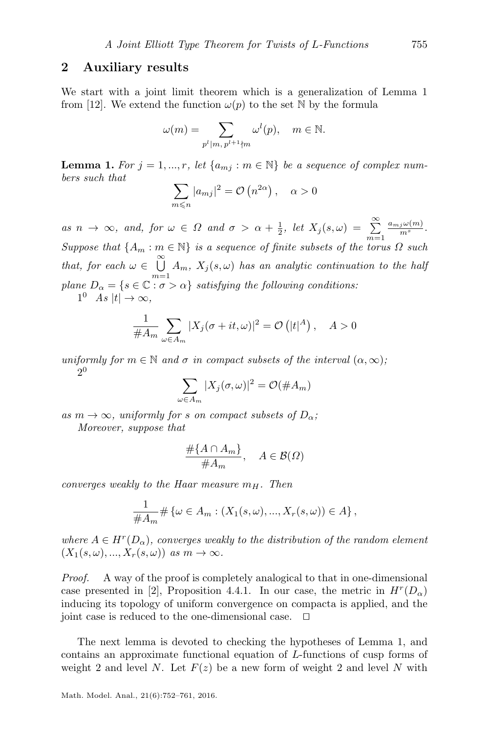## 2 Auxiliary results

We start with a joint limit theorem which is a generalization of Lemma 1 from [12]. We extend the function $\omega(p)$ to the set $\mathbb{N}$ by the formula

$$\omega(m) = \sum_{p^l | m,\, p^{l+1} \nmid m} \omega^l(p), \quad m \in \mathbb{N}.$$

**Lemma 1.** *For $j = 1, ..., r$, let $\{a_{mj} : m \in \mathbb{N}\}$ be a sequence of complex numbers such that*

$$\sum_{m \leqslant n} |a_{mj}|^2 = \mathcal{O}\left(n^{2\alpha}\right), \quad \alpha > 0$$

*as $n \to \infty$, and, for $\omega \in \Omega$ and $\sigma > \alpha + \frac{1}{2}$, let $X_j(s, \omega) = \sum_{m=1}^{\infty} \frac{a_{mj}\omega(m)}{m^s}$. Suppose that $\{A_m : m \in \mathbb{N}\}$ is a sequence of finite subsets of the torus $\Omega$ such that, for each $\omega \in \bigcup_{m=1}^{\infty} A_m$, $X_j(s, \omega)$ has an analytic continuation to the half plane $D_\alpha = \{s \in \mathbb{C} : \sigma > \alpha\}$ satisfying the following conditions:*

$1^0$ *As $|t| \to \infty$,*

$$\frac{1}{\#A_m} \sum_{\omega \in A_m} |X_j(\sigma + it, \omega)|^2 = \mathcal{O}\left(|t|^A\right), \quad A > 0$$

*uniformly for $m \in \mathbb{N}$ and $\sigma$ in compact subsets of the interval $(\alpha, \infty)$;*

$2^0$

$$\sum_{\omega \in A_m} |X_j(\sigma, \omega)|^2 = \mathcal{O}(\#A_m)$$

*as $m \to \infty$, uniformly for $s$ on compact subsets of $D_\alpha$;*

*Moreover, suppose that*

$$\frac{\#\{A \cap A_m\}}{\#A_m}, \quad A \in \mathcal{B}(\Omega)$$

*converges weakly to the Haar measure $m_H$. Then*

$$\frac{1}{\#A_m} \# \left\{\omega \in A_m : (X_1(s, \omega), ..., X_r(s, \omega)) \in A\right\},$$

*where $A \in H^r(D_\alpha)$, converges weakly to the distribution of the random element $(X_1(s, \omega), ..., X_r(s, \omega))$ as $m \to \infty$.*

*Proof.* A way of the proof is completely analogical to that in one-dimensional case presented in [2], Proposition 4.4.1. In our case, the metric in $H^r(D_\alpha)$ inducing its topology of uniform convergence on compacta is applied, and the joint case is reduced to the one-dimensional case. □

The next lemma is devoted to checking the hypotheses of Lemma 1, and contains an approximate functional equation of $L$-functions of cusp forms of weight 2 and level $N$. Let $F(z)$ be a new form of weight 2 and level $N$ with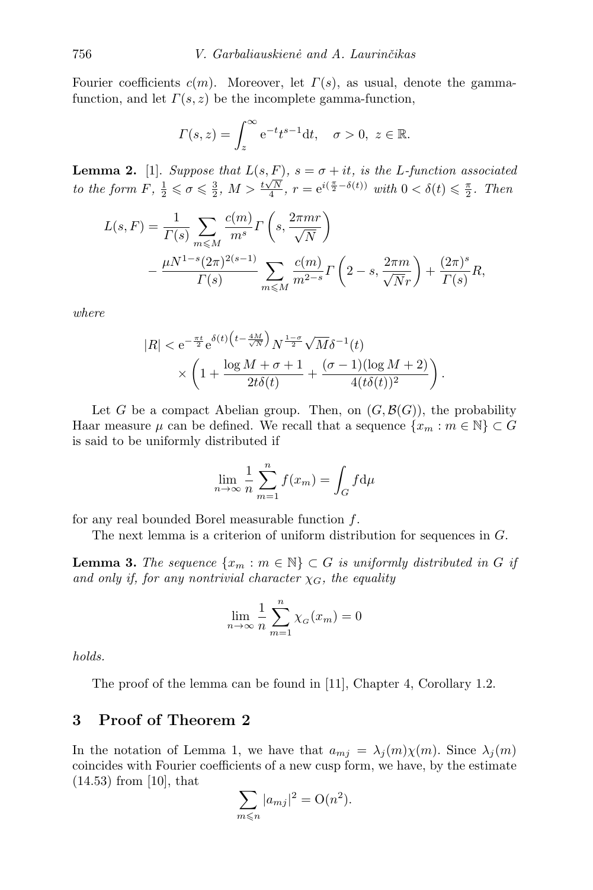Fourier coefficients $c(m)$. Moreover, let $\Gamma(s)$, as usual, denote the gamma-function, and let $\Gamma(s, z)$ be the incomplete gamma-function,

$$\Gamma(s, z) = \int_z^\infty \mathrm{e}^{-t} t^{s-1} \mathrm{d}t, \quad \sigma > 0, \ z \in \mathbb{R}.$$

**Lemma 2.** [1]. *Suppose that $L(s, F)$, $s = \sigma + it$, is the L-function associated to the form $F$, $\frac{1}{2} \leqslant \sigma \leqslant \frac{3}{2}$, $M > \frac{t\sqrt{N}}{4}$, $r = \mathrm{e}^{i(\frac{\pi}{2} - \delta(t))}$ with $0 < \delta(t) \leqslant \frac{\pi}{2}$. Then*

$$L(s, F) = \frac{1}{\Gamma(s)} \sum_{m \leqslant M} \frac{c(m)}{m^s} \Gamma\left(s, \frac{2\pi m r}{\sqrt{N}}\right) - \frac{\mu N^{1-s} (2\pi)^{2(s-1)}}{\Gamma(s)} \sum_{m \leqslant M} \frac{c(m)}{m^{2-s}} \Gamma\left(2 - s, \frac{2\pi m}{\sqrt{N} r}\right) + \frac{(2\pi)^s}{\Gamma(s)} R,$$

*where*

$$|R| < \mathrm{e}^{-\frac{\pi t}{2}} \mathrm{e}^{\delta(t)\left(t - \frac{4M}{\sqrt{N}}\right)} N^{\frac{1-\sigma}{2}} \sqrt{M} \delta^{-1}(t) \times \left(1 + \frac{\log M + \sigma + 1}{2t\delta(t)} + \frac{(\sigma - 1)(\log M + 2)}{4(t\delta(t))^2}\right).$$

Let $G$ be a compact Abelian group. Then, on $(G, \mathcal{B}(G))$, the probability Haar measure $\mu$ can be defined. We recall that a sequence $\{x_m : m \in \mathbb{N}\} \subset G$ is said to be uniformly distributed if

$$\lim_{n \to \infty} \frac{1}{n} \sum_{m=1}^n f(x_m) = \int_G f \mathrm{d}\mu$$

for any real bounded Borel measurable function $f$.

The next lemma is a criterion of uniform distribution for sequences in $G$.

**Lemma 3.** *The sequence $\{x_m : m \in \mathbb{N}\} \subset G$ is uniformly distributed in $G$ if and only if, for any nontrivial character $\chi_G$, the equality*

$$\lim_{n \to \infty} \frac{1}{n} \sum_{m=1}^n \chi_G(x_m) = 0$$

*holds.*

The proof of the lemma can be found in [11], Chapter 4, Corollary 1.2.

## 3 Proof of Theorem 2

In the notation of Lemma 1, we have that $a_{mj} = \lambda_j(m)\chi(m)$. Since $\lambda_j(m)$ coincides with Fourier coefficients of a new cusp form, we have, by the estimate (14.53) from [10], that

$$\sum_{m \leqslant n} |a_{mj}|^2 = \mathrm{O}(n^2).$$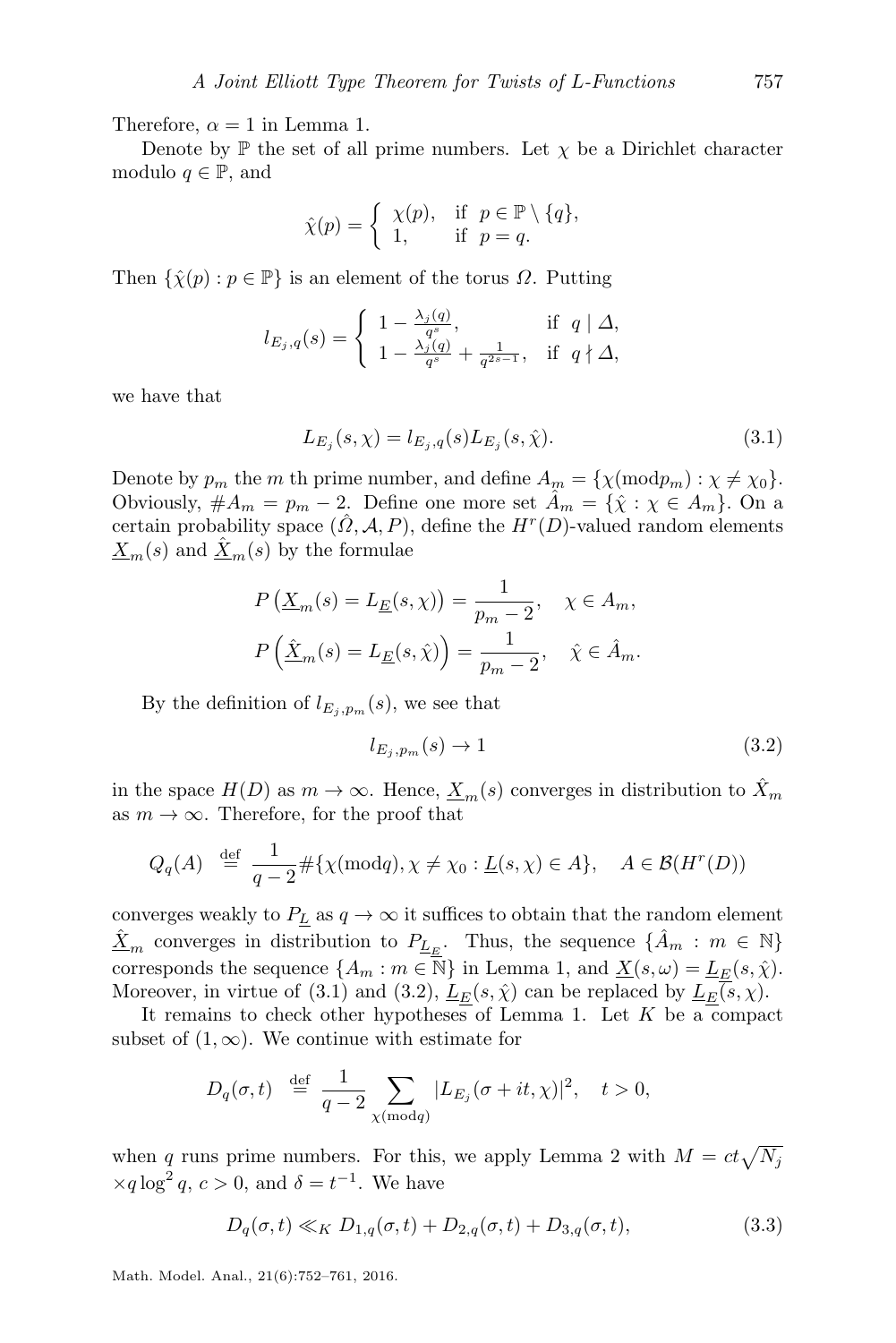Therefore, $\alpha = 1$ in Lemma 1.

Denote by $\mathbb{P}$ the set of all prime numbers. Let $\chi$ be a Dirichlet character modulo $q \in \mathbb{P}$, and

$$\hat{\chi}(p) = \begin{cases} \chi(p), & \text{if } p \in \mathbb{P} \setminus \{q\}, \\ 1, & \text{if } p = q. \end{cases}$$

Then $\{\hat{\chi}(p) : p \in \mathbb{P}\}$ is an element of the torus $\Omega$. Putting

$$l_{E_j,q}(s) = \begin{cases} 1 - \frac{\lambda_j(q)}{q^s}, & \text{if } q \mid \Delta, \\ 1 - \frac{\lambda_j(q)}{q^s} + \frac{1}{q^{2s-1}}, & \text{if } q \nmid \Delta, \end{cases}$$

we have that

$$L_{E_j}(s,\chi) = l_{E_j,q}(s) L_{E_j}(s,\hat{\chi}). \tag{3.1}$$

Denote by $p_m$ the $m$ th prime number, and define $A_m = \{\chi(\text{mod} p_m) : \chi \neq \chi_0\}$. Obviously, $\# A_m = p_m - 2$. Define one more set $\hat{A}_m = \{\hat{\chi} : \chi \in A_m\}$. On a certain probability space $(\hat{\Omega}, \mathcal{A}, P)$, define the $H^r(D)$-valued random elements $\underline{X}_m(s)$ and $\hat{\underline{X}}_m(s)$ by the formulae

$$P\left(\underline{X}_m(s) = L_{\underline{E}}(s,\chi)\right) = \frac{1}{p_m - 2}, \quad \chi \in A_m,$$
$$P\left(\hat{\underline{X}}_m(s) = L_{\underline{E}}(s,\hat{\chi})\right) = \frac{1}{p_m - 2}, \quad \hat{\chi} \in \hat{A}_m.$$

By the definition of $l_{E_j,p_m}(s)$, we see that

$$l_{E_j,p_m}(s) \to 1 \tag{3.2}$$

in the space $H(D)$ as $m \to \infty$. Hence, $\underline{X}_m(s)$ converges in distribution to $\hat{X}_m$ as $m \to \infty$. Therefore, for the proof that

$$Q_q(A) \ \stackrel{\text{def}}{=} \ \frac{1}{q-2} \#\{\chi(\text{mod} q), \chi \neq \chi_0 : \underline{L}(s,\chi) \in A\}, \quad A \in \mathcal{B}(H^r(D))$$

converges weakly to $P_{\underline{L}}$ as $q \to \infty$ it suffices to obtain that the random element $\hat{\underline{X}}_m$ converges in distribution to $P_{\underline{L}_{\underline{E}}}$. Thus, the sequence $\{\hat{A}_m : m \in \mathbb{N}\}$ corresponds the sequence $\{A_m : m \in \mathbb{N}\}$ in Lemma 1, and $\underline{X}(s,\omega) = \underline{L}_{\underline{E}}(s,\hat{\chi})$. Moreover, in virtue of (3.1) and (3.2), $\underline{L}_{\underline{E}}(s,\hat{\chi})$ can be replaced by $\underline{L}_{\underline{E}}(s,\chi)$.

It remains to check other hypotheses of Lemma 1. Let $K$ be a compact subset of $(1,\infty)$. We continue with estimate for

$$D_q(\sigma,t) \ \stackrel{\text{def}}{=} \ \frac{1}{q-2} \sum_{\chi(\text{mod} q)} |L_{E_j}(\sigma + it,\chi)|^2, \quad t > 0,$$

when $q$ runs prime numbers. For this, we apply Lemma 2 with $M = ct\sqrt{N_j} \times q \log^2 q$, $c > 0$, and $\delta = t^{-1}$. We have

$$D_q(\sigma,t) \ll_K D_{1,q}(\sigma,t) + D_{2,q}(\sigma,t) + D_{3,q}(\sigma,t), \tag{3.3}$$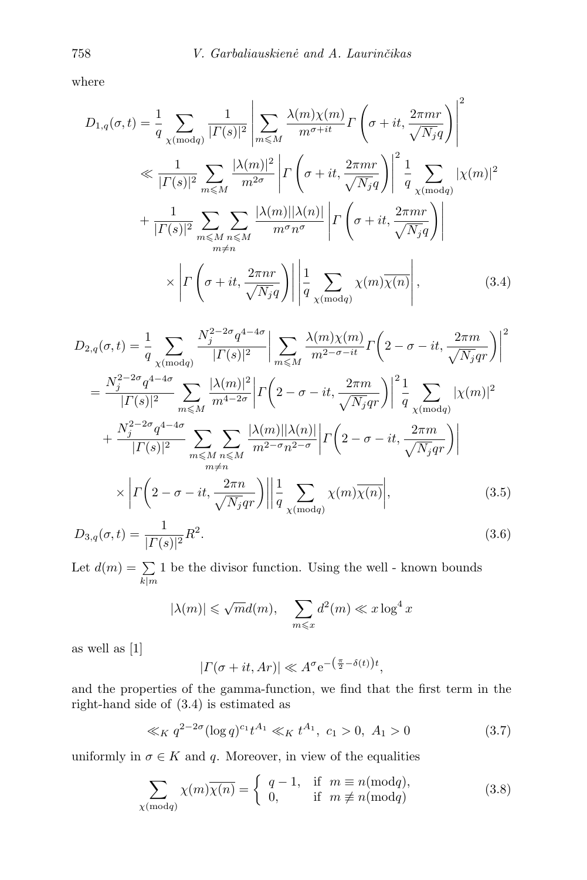where

$$
\begin{aligned}
D_{1,q}(\sigma,t) &= \frac{1}{q}\sum_{\chi(\mathrm{mod}q)} \frac{1}{|\Gamma(s)|^2}\left|\sum_{m\leqslant M}\frac{\lambda(m)\chi(m)}{m^{\sigma+it}}\Gamma\left(\sigma+it,\frac{2\pi mr}{\sqrt{N_j}q}\right)\right|^2 \\
&\ll \frac{1}{|\Gamma(s)|^2}\sum_{m\leqslant M}\frac{|\lambda(m)|^2}{m^{2\sigma}}\left|\Gamma\left(\sigma+it,\frac{2\pi mr}{\sqrt{N_j}q}\right)\right|^2\frac{1}{q}\sum_{\chi(\mathrm{mod}q)}|\chi(m)|^2 \\
&+ \frac{1}{|\Gamma(s)|^2}\sum_{m\leqslant M}\sum_{\substack{n\leqslant M\\ m\neq n}}\frac{|\lambda(m)||\lambda(n)|}{m^{\sigma}n^{\sigma}}\left|\Gamma\left(\sigma+it,\frac{2\pi mr}{\sqrt{N_j}q}\right)\right| \\
&\times\left|\Gamma\left(\sigma+it,\frac{2\pi nr}{\sqrt{N_j}q}\right)\right|\left|\frac{1}{q}\sum_{\chi(\mathrm{mod}q)}\chi(m)\overline{\chi(n)}\right|,
\end{aligned}
\tag{3.4}
$$

$$
\begin{aligned}
D_{2,q}(\sigma,t) &= \frac{1}{q}\sum_{\chi(\mathrm{mod}q)}\frac{N_j^{2-2\sigma}q^{4-4\sigma}}{|\Gamma(s)|^2}\left|\sum_{m\leqslant M}\frac{\lambda(m)\chi(m)}{m^{2-\sigma-it}}\Gamma\left(2-\sigma-it,\frac{2\pi m}{\sqrt{N_j}qr}\right)\right|^2 \\
&= \frac{N_j^{2-2\sigma}q^{4-4\sigma}}{|\Gamma(s)|^2}\sum_{m\leqslant M}\frac{|\lambda(m)|^2}{m^{4-2\sigma}}\left|\Gamma\left(2-\sigma-it,\frac{2\pi m}{\sqrt{N_j}qr}\right)\right|^2\frac{1}{q}\sum_{\chi(\mathrm{mod}q)}|\chi(m)|^2 \\
&+ \frac{N_j^{2-2\sigma}q^{4-4\sigma}}{|\Gamma(s)|^2}\sum_{m\leqslant M}\sum_{\substack{n\leqslant M\\ m\neq n}}\frac{|\lambda(m)||\lambda(n)|}{m^{2-\sigma}n^{2-\sigma}}\left|\Gamma\left(2-\sigma-it,\frac{2\pi m}{\sqrt{N_j}qr}\right)\right| \\
&\times\left|\Gamma\left(2-\sigma-it,\frac{2\pi n}{\sqrt{N_j}qr}\right)\right|\left|\frac{1}{q}\sum_{\chi(\mathrm{mod}q)}\chi(m)\overline{\chi(n)}\right|,
\end{aligned}
\tag{3.5}
$$

$$
D_{3,q}(\sigma,t) = \frac{1}{|\Gamma(s)|^2}R^2. \tag{3.6}
$$

Let $d(m) = \sum_{k|m} 1$ be the divisor function. Using the well - known bounds

$$
|\lambda(m)| \leqslant \sqrt{m}d(m), \quad \sum_{m\leqslant x} d^2(m) \ll x\log^4 x
$$

as well as [1]

$$
|\Gamma(\sigma+it, Ar)| \ll A^{\sigma}\mathrm{e}^{-\left(\frac{\pi}{2}-\delta(t)\right)t},
$$

and the properties of the gamma-function, we find that the first term in the right-hand side of (3.4) is estimated as

$$
\ll_K q^{2-2\sigma}(\log q)^{c_1}t^{A_1} \ll_K t^{A_1},\ c_1>0,\ A_1>0 \tag{3.7}
$$

uniformly in $\sigma \in K$ and $q$. Moreover, in view of the equalities

$$
\sum_{\chi(\mathrm{mod}q)} \chi(m)\overline{\chi(n)} = \begin{cases} q-1, & \text{if } m\equiv n(\mathrm{mod}q), \\ 0, & \text{if } m\not\equiv n(\mathrm{mod}q) \end{cases} \tag{3.8}
$$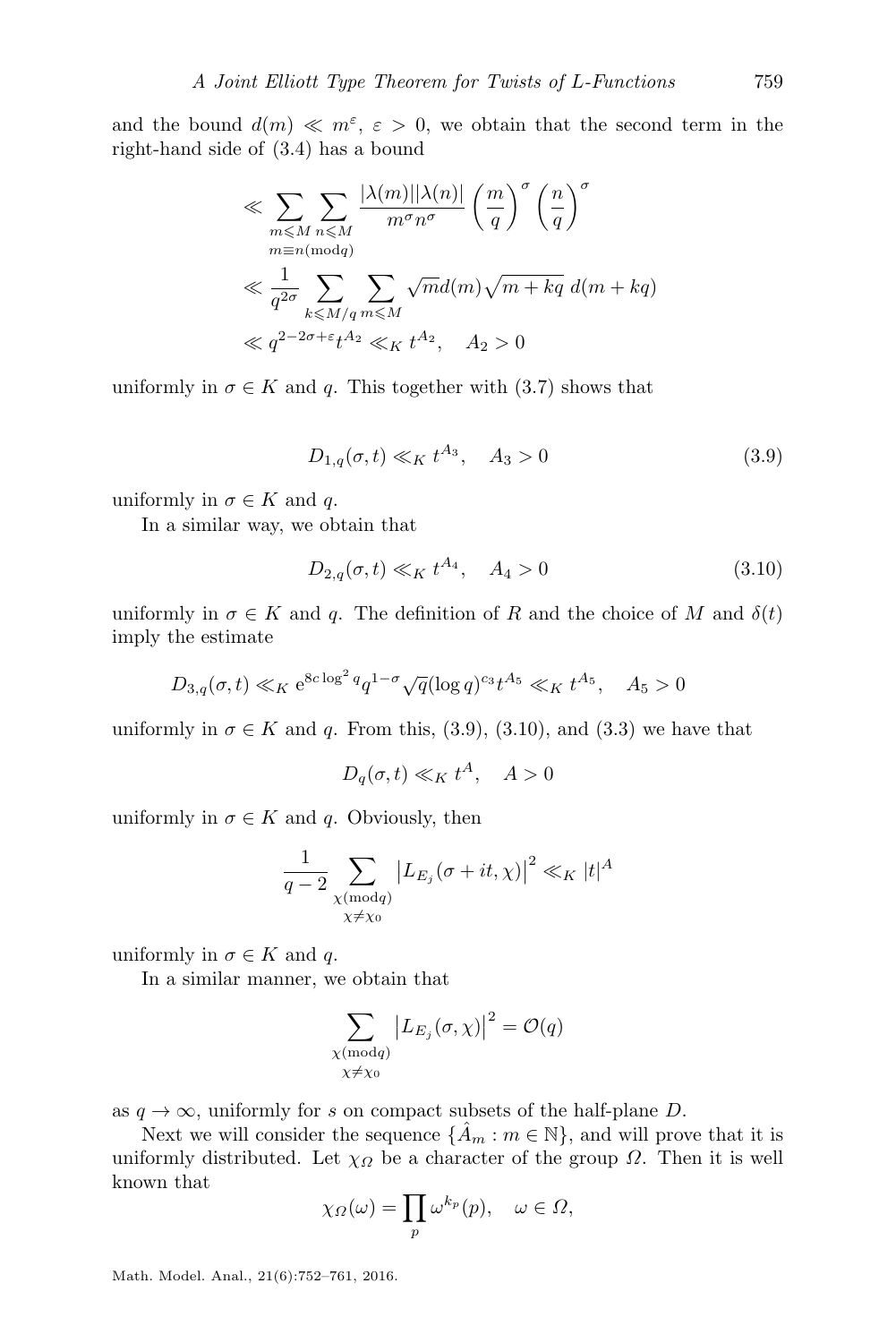and the bound $d(m) \ll m^{\varepsilon}$, $\varepsilon > 0$, we obtain that the second term in the right-hand side of (3.4) has a bound

$$
\begin{aligned}
&\ll \sum_{\substack{m\leqslant M \\ m\equiv n (\mathrm{mod} q)}} \sum_{n\leqslant M} \frac{|\lambda(m)||\lambda(n)|}{m^{\sigma} n^{\sigma}} \left(\frac{m}{q}\right)^{\sigma} \left(\frac{n}{q}\right)^{\sigma} \\
&\ll \frac{1}{q^{2\sigma}} \sum_{k\leqslant M/q} \sum_{m\leqslant M} \sqrt{m} d(m) \sqrt{m+kq}\, d(m+kq) \\
&\ll q^{2-2\sigma+\varepsilon} t^{A_2} \ll_K t^{A_2}, \quad A_2 > 0
\end{aligned}
$$

uniformly in $\sigma \in K$ and $q$. This together with (3.7) shows that

$$
D_{1,q}(\sigma, t) \ll_K t^{A_3}, \quad A_3 > 0 \tag{3.9}
$$

uniformly in $\sigma \in K$ and $q$.

In a similar way, we obtain that

$$
D_{2,q}(\sigma, t) \ll_K t^{A_4}, \quad A_4 > 0 \tag{3.10}
$$

uniformly in $\sigma \in K$ and $q$. The definition of $R$ and the choice of $M$ and $\delta(t)$ imply the estimate

$$
D_{3,q}(\sigma, t) \ll_K \mathrm{e}^{8c \log^2 q} q^{1-\sigma} \sqrt{q} (\log q)^{c_3} t^{A_5} \ll_K t^{A_5}, \quad A_5 > 0
$$

uniformly in $\sigma \in K$ and $q$. From this, (3.9), (3.10), and (3.3) we have that

$$
D_q(\sigma, t) \ll_K t^{A}, \quad A > 0
$$

uniformly in $\sigma \in K$ and $q$. Obviously, then

$$
\frac{1}{q-2} \sum_{\substack{\chi (\mathrm{mod} q) \\ \chi \neq \chi_0}} \left| L_{E_j}(\sigma + it, \chi) \right|^2 \ll_K |t|^{A}
$$

uniformly in $\sigma \in K$ and $q$.

In a similar manner, we obtain that

$$
\sum_{\substack{\chi (\mathrm{mod} q) \\ \chi \neq \chi_0}} \left| L_{E_j}(\sigma, \chi) \right|^2 = \mathcal{O}(q)
$$

as $q \to \infty$, uniformly for $s$ on compact subsets of the half-plane $D$.

Next we will consider the sequence $\{\hat{A}_m : m \in \mathbb{N}\}$, and will prove that it is uniformly distributed. Let $\chi_{\Omega}$ be a character of the group $\Omega$. Then it is well known that

$$
\chi_{\Omega}(\omega) = \prod_{p} \omega^{k_p}(p), \quad \omega \in \Omega,
$$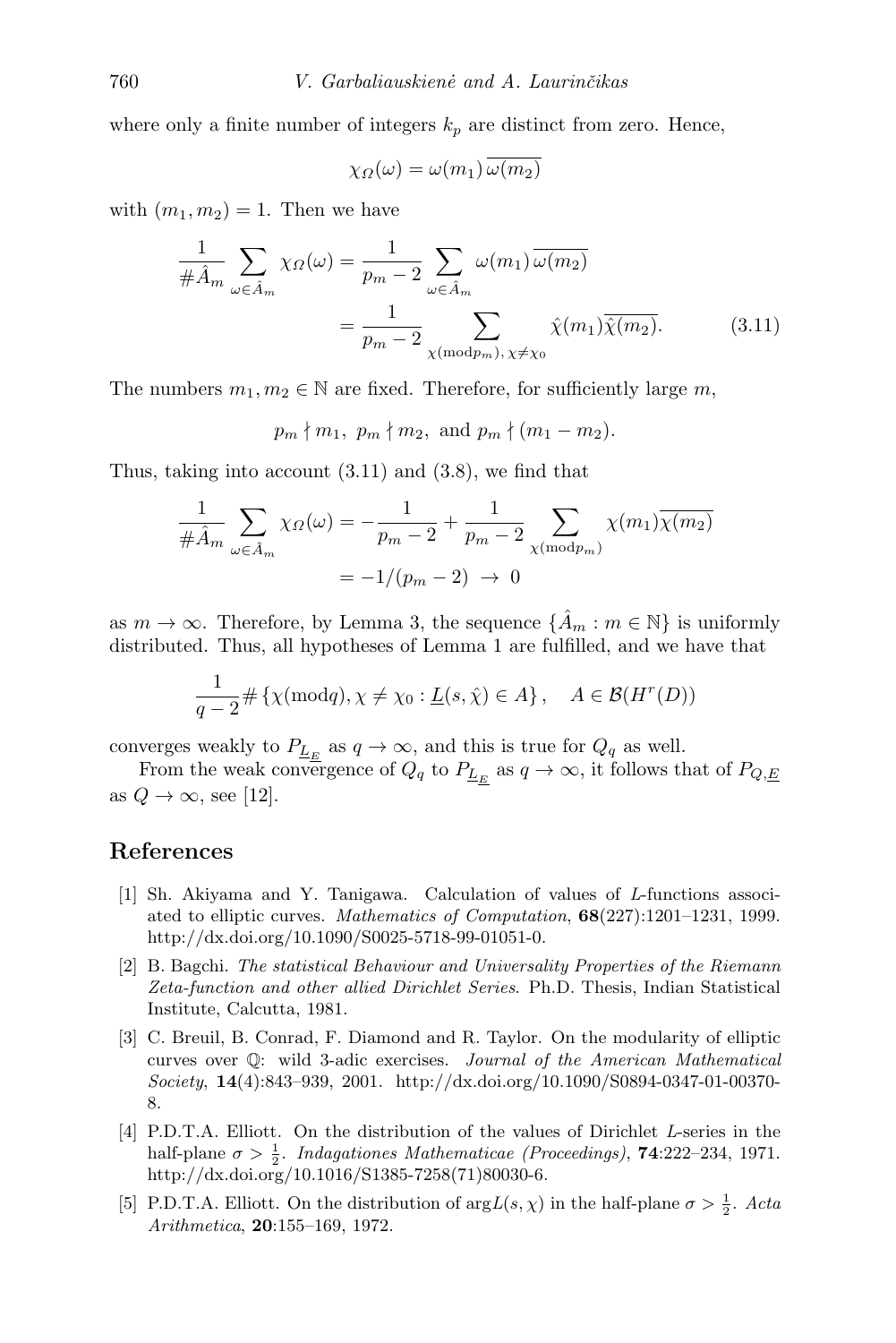where only a finite number of integers $k_p$ are distinct from zero. Hence,

$$\chi_{\Omega}(\omega) = \omega(m_1)\,\overline{\omega(m_2)}$$

with $(m_1, m_2) = 1$. Then we have

$$\begin{aligned}
\frac{1}{\#\hat{A}_m} \sum_{\omega \in \hat{A}_m} \chi_{\Omega}(\omega) &= \frac{1}{p_m - 2} \sum_{\omega \in \hat{A}_m} \omega(m_1)\,\overline{\omega(m_2)} \\
&= \frac{1}{p_m - 2} \sum_{\chi (\mathrm{mod} p_m),\, \chi \neq \chi_0} \hat{\chi}(m_1)\overline{\hat{\chi}(m_2)}. \qquad (3.11)
\end{aligned}$$

The numbers $m_1, m_2 \in \mathbb{N}$ are fixed. Therefore, for sufficiently large $m$,

$$p_m \nmid m_1,\ p_m \nmid m_2, \text{ and } p_m \nmid (m_1 - m_2).$$

Thus, taking into account (3.11) and (3.8), we find that

$$\begin{aligned}
\frac{1}{\#\hat{A}_m} \sum_{\omega \in \hat{A}_m} \chi_{\Omega}(\omega) &= -\frac{1}{p_m - 2} + \frac{1}{p_m - 2} \sum_{\chi (\mathrm{mod} p_m)} \chi(m_1)\overline{\chi(m_2)} \\
&= -1/(p_m - 2) \ \to\ 0
\end{aligned}$$

as $m \to \infty$. Therefore, by Lemma 3, the sequence $\{\hat{A}_m : m \in \mathbb{N}\}$ is uniformly distributed. Thus, all hypotheses of Lemma 1 are fulfilled, and we have that

$$\frac{1}{q-2} \# \left\{ \chi (\mathrm{mod} q), \chi \neq \chi_0 : \underline{L}(s, \hat{\chi}) \in A \right\}, \quad A \in \mathcal{B}(H^r(D))$$

converges weakly to $P_{\underline{L}_{\underline{E}}}$ as $q \to \infty$, and this is true for $Q_q$ as well.

From the weak convergence of $Q_q$ to $P_{\underline{L}_{\underline{E}}}$ as $q \to \infty$, it follows that of $P_{Q,\underline{E}}$ as $Q \to \infty$, see [12].

## References

[1] Sh. Akiyama and Y. Tanigawa. Calculation of values of $L$-functions associated to elliptic curves. *Mathematics of Computation*, **68**(227):1201–1231, 1999. http://dx.doi.org/10.1090/S0025-5718-99-01051-0.

[2] B. Bagchi. *The statistical Behaviour and Universality Properties of the Riemann Zeta-function and other allied Dirichlet Series*. Ph.D. Thesis, Indian Statistical Institute, Calcutta, 1981.

[3] C. Breuil, B. Conrad, F. Diamond and R. Taylor. On the modularity of elliptic curves over $\mathbb{Q}$: wild 3-adic exercises. *Journal of the American Mathematical Society*, **14**(4):843–939, 2001. http://dx.doi.org/10.1090/S0894-0347-01-00370-8.

[4] P.D.T.A. Elliott. On the distribution of the values of Dirichlet $L$-series in the half-plane $\sigma > \frac{1}{2}$. *Indagationes Mathematicae (Proceedings)*, **74**:222–234, 1971. http://dx.doi.org/10.1016/S1385-7258(71)80030-6.

[5] P.D.T.A. Elliott. On the distribution of $\arg L(s, \chi)$ in the half-plane $\sigma > \frac{1}{2}$. *Acta Arithmetica*, **20**:155–169, 1972.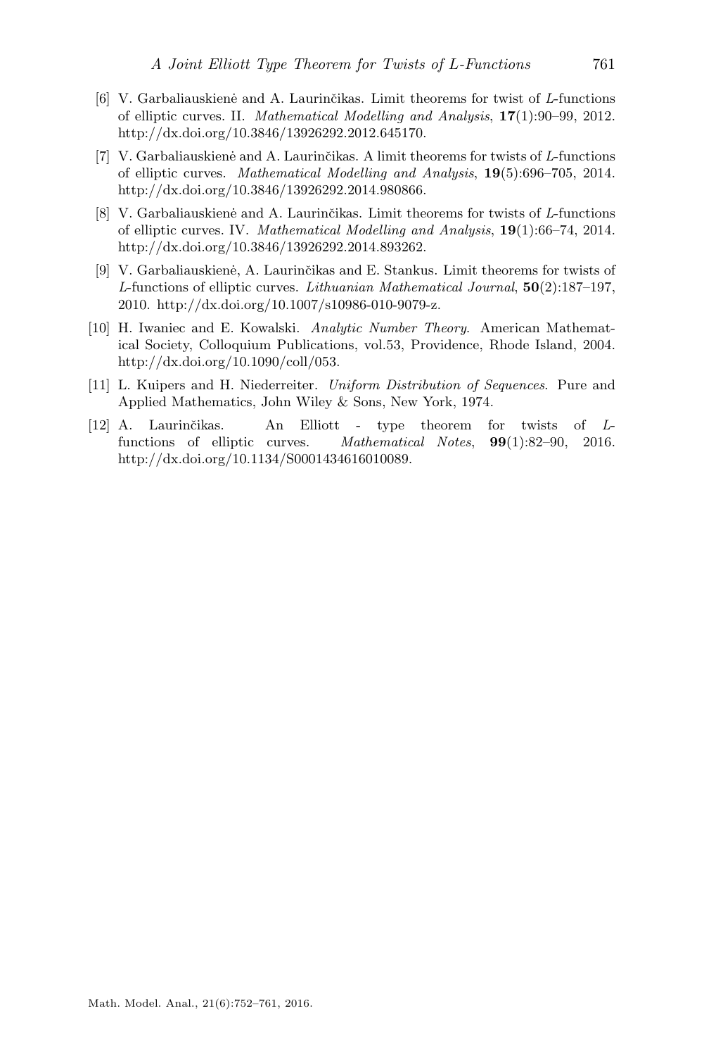[6] V. Garbaliauskienė and A. Laurinčikas. Limit theorems for twist of $L$-functions of elliptic curves. II. *Mathematical Modelling and Analysis*, **17**(1):90–99, 2012. http://dx.doi.org/10.3846/13926292.2012.645170.

[7] V. Garbaliauskienė and A. Laurinčikas. A limit theorems for twists of $L$-functions of elliptic curves. *Mathematical Modelling and Analysis*, **19**(5):696–705, 2014. http://dx.doi.org/10.3846/13926292.2014.980866.

[8] V. Garbaliauskienė and A. Laurinčikas. Limit theorems for twists of $L$-functions of elliptic curves. IV. *Mathematical Modelling and Analysis*, **19**(1):66–74, 2014. http://dx.doi.org/10.3846/13926292.2014.893262.

[9] V. Garbaliauskienė, A. Laurinčikas and E. Stankus. Limit theorems for twists of $L$-functions of elliptic curves. *Lithuanian Mathematical Journal*, **50**(2):187–197, 2010. http://dx.doi.org/10.1007/s10986-010-9079-z.

[10] H. Iwaniec and E. Kowalski. *Analytic Number Theory*. American Mathematical Society, Colloquium Publications, vol.53, Providence, Rhode Island, 2004. http://dx.doi.org/10.1090/coll/053.

[11] L. Kuipers and H. Niederreiter. *Uniform Distribution of Sequences*. Pure and Applied Mathematics, John Wiley & Sons, New York, 1974.

[12] A. Laurinčikas. An Elliott - type theorem for twists of $L$-functions of elliptic curves. *Mathematical Notes*, **99**(1):82–90, 2016. http://dx.doi.org/10.1134/S0001434616010089.